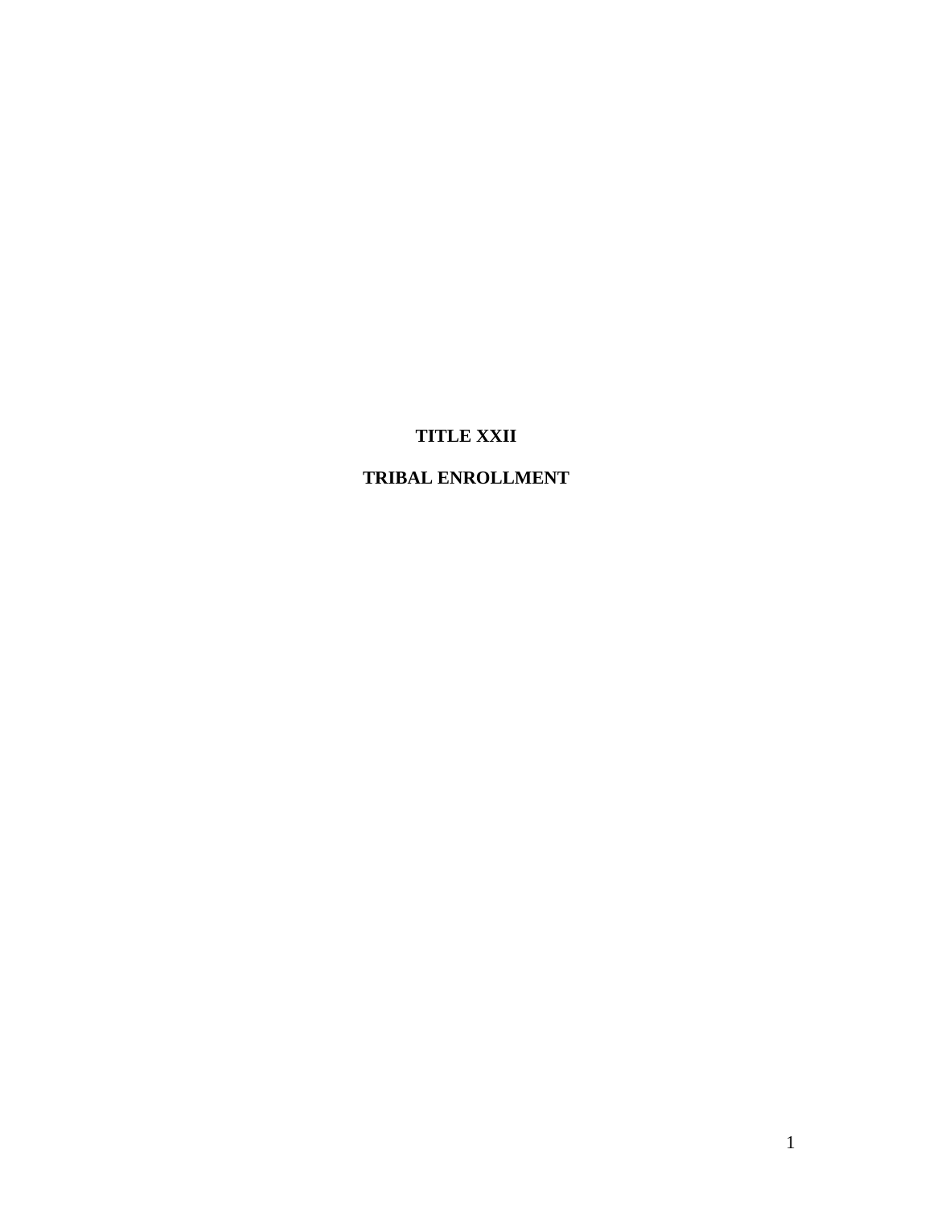# TITLE XXII

# TRIBAL ENROLLMENT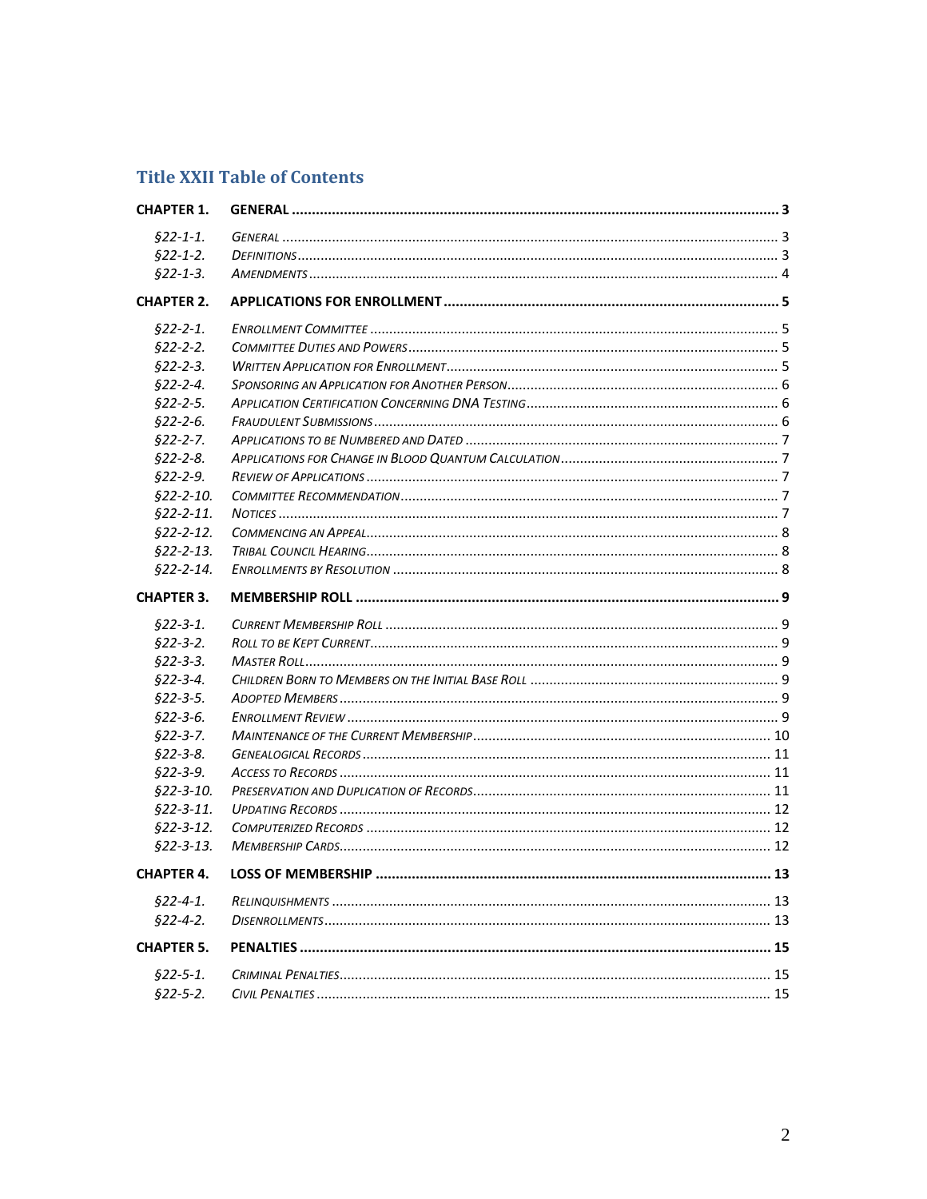## Title XXII Table of Contents

**CHAPTER 1. GENERAL** ........ 3

- *§22-1-1.* *GENERAL* ........ 3
- *§22-1-2.* *DEFINITIONS* ........ 3
- *§22-1-3.* *AMENDMENTS* ........ 4

**CHAPTER 2. APPLICATIONS FOR ENROLLMENT** ........ 5

- *§22-2-1.* *ENROLLMENT COMMITTEE* ........ 5
- *§22-2-2.* *COMMITTEE DUTIES AND POWERS* ........ 5
- *§22-2-3.* *WRITTEN APPLICATION FOR ENROLLMENT* ........ 5
- *§22-2-4.* *SPONSORING AN APPLICATION FOR ANOTHER PERSON* ........ 6
- *§22-2-5.* *APPLICATION CERTIFICATION CONCERNING DNA TESTING* ........ 6
- *§22-2-6.* *FRAUDULENT SUBMISSIONS* ........ 6
- *§22-2-7.* *APPLICATIONS TO BE NUMBERED AND DATED* ........ 7
- *§22-2-8.* *APPLICATIONS FOR CHANGE IN BLOOD QUANTUM CALCULATION* ........ 7
- *§22-2-9.* *REVIEW OF APPLICATIONS* ........ 7
- *§22-2-10.* *COMMITTEE RECOMMENDATION* ........ 7
- *§22-2-11.* *NOTICES* ........ 7
- *§22-2-12.* *COMMENCING AN APPEAL* ........ 8
- *§22-2-13.* *TRIBAL COUNCIL HEARING* ........ 8
- *§22-2-14.* *ENROLLMENTS BY RESOLUTION* ........ 8

**CHAPTER 3. MEMBERSHIP ROLL** ........ 9

- *§22-3-1.* *CURRENT MEMBERSHIP ROLL* ........ 9
- *§22-3-2.* *ROLL TO BE KEPT CURRENT* ........ 9
- *§22-3-3.* *MASTER ROLL* ........ 9
- *§22-3-4.* *CHILDREN BORN TO MEMBERS ON THE INITIAL BASE ROLL* ........ 9
- *§22-3-5.* *ADOPTED MEMBERS* ........ 9
- *§22-3-6.* *ENROLLMENT REVIEW* ........ 9
- *§22-3-7.* *MAINTENANCE OF THE CURRENT MEMBERSHIP* ........ 10
- *§22-3-8.* *GENEALOGICAL RECORDS* ........ 11
- *§22-3-9.* *ACCESS TO RECORDS* ........ 11
- *§22-3-10.* *PRESERVATION AND DUPLICATION OF RECORDS* ........ 11
- *§22-3-11.* *UPDATING RECORDS* ........ 12
- *§22-3-12.* *COMPUTERIZED RECORDS* ........ 12
- *§22-3-13.* *MEMBERSHIP CARDS* ........ 12

**CHAPTER 4. LOSS OF MEMBERSHIP** ........ 13

- *§22-4-1.* *RELINQUISHMENTS* ........ 13
- *§22-4-2.* *DISENROLLMENTS* ........ 13

**CHAPTER 5. PENALTIES** ........ 15

- *§22-5-1.* *CRIMINAL PENALTIES* ........ 15
- *§22-5-2.* *CIVIL PENALTIES* ........ 15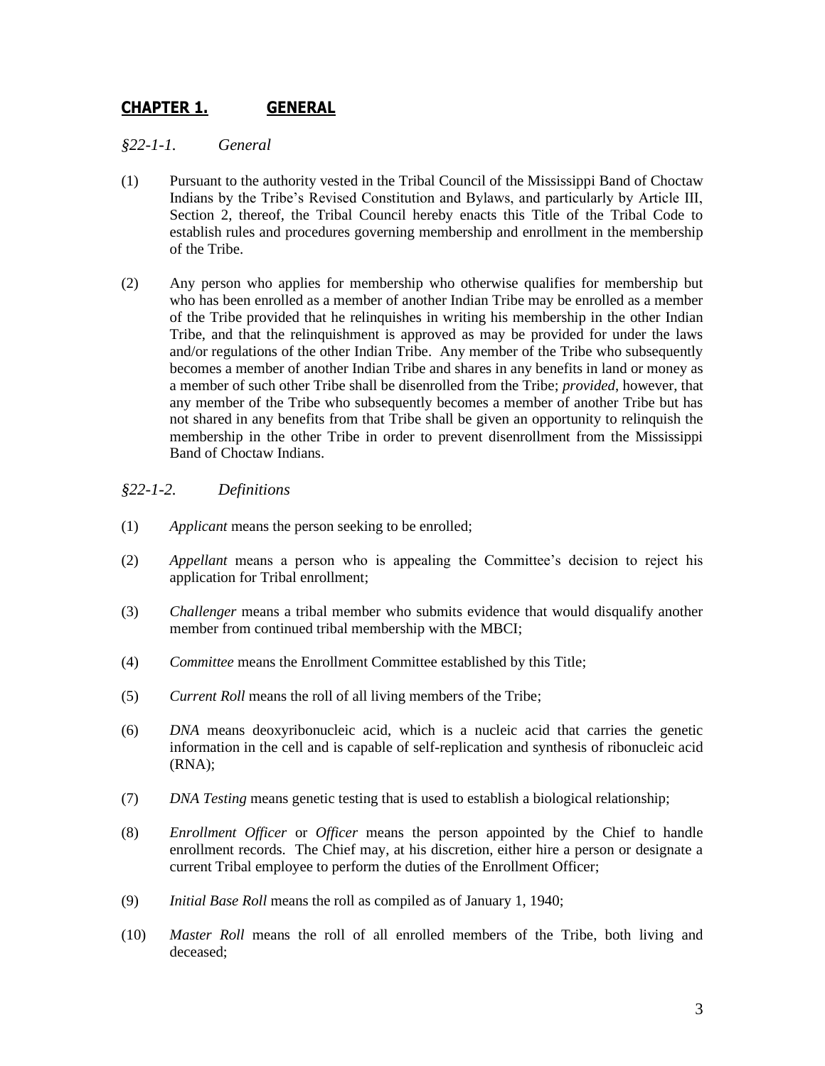## CHAPTER 1. GENERAL

### *§22-1-1. General*

(1) Pursuant to the authority vested in the Tribal Council of the Mississippi Band of Choctaw Indians by the Tribe's Revised Constitution and Bylaws, and particularly by Article III, Section 2, thereof, the Tribal Council hereby enacts this Title of the Tribal Code to establish rules and procedures governing membership and enrollment in the membership of the Tribe.

(2) Any person who applies for membership who otherwise qualifies for membership but who has been enrolled as a member of another Indian Tribe may be enrolled as a member of the Tribe provided that he relinquishes in writing his membership in the other Indian Tribe, and that the relinquishment is approved as may be provided for under the laws and/or regulations of the other Indian Tribe. Any member of the Tribe who subsequently becomes a member of another Indian Tribe and shares in any benefits in land or money as a member of such other Tribe shall be disenrolled from the Tribe; *provided*, however, that any member of the Tribe who subsequently becomes a member of another Tribe but has not shared in any benefits from that Tribe shall be given an opportunity to relinquish the membership in the other Tribe in order to prevent disenrollment from the Mississippi Band of Choctaw Indians.

### *§22-1-2. Definitions*

(1) *Applicant* means the person seeking to be enrolled;

(2) *Appellant* means a person who is appealing the Committee's decision to reject his application for Tribal enrollment;

(3) *Challenger* means a tribal member who submits evidence that would disqualify another member from continued tribal membership with the MBCI;

(4) *Committee* means the Enrollment Committee established by this Title;

(5) *Current Roll* means the roll of all living members of the Tribe;

(6) *DNA* means deoxyribonucleic acid, which is a nucleic acid that carries the genetic information in the cell and is capable of self-replication and synthesis of ribonucleic acid (RNA);

(7) *DNA Testing* means genetic testing that is used to establish a biological relationship;

(8) *Enrollment Officer* or *Officer* means the person appointed by the Chief to handle enrollment records. The Chief may, at his discretion, either hire a person or designate a current Tribal employee to perform the duties of the Enrollment Officer;

(9) *Initial Base Roll* means the roll as compiled as of January 1, 1940;

(10) *Master Roll* means the roll of all enrolled members of the Tribe, both living and deceased;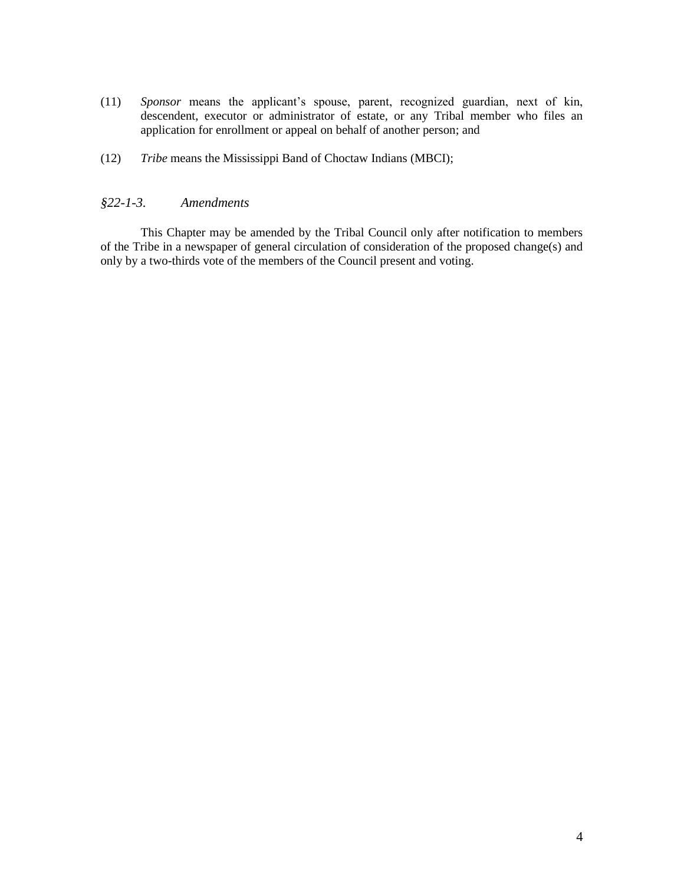(11) *Sponsor* means the applicant's spouse, parent, recognized guardian, next of kin, descendent, executor or administrator of estate, or any Tribal member who files an application for enrollment or appeal on behalf of another person; and

(12) *Tribe* means the Mississippi Band of Choctaw Indians (MBCI);

### *§22-1-3. Amendments*

This Chapter may be amended by the Tribal Council only after notification to members of the Tribe in a newspaper of general circulation of consideration of the proposed change(s) and only by a two-thirds vote of the members of the Council present and voting.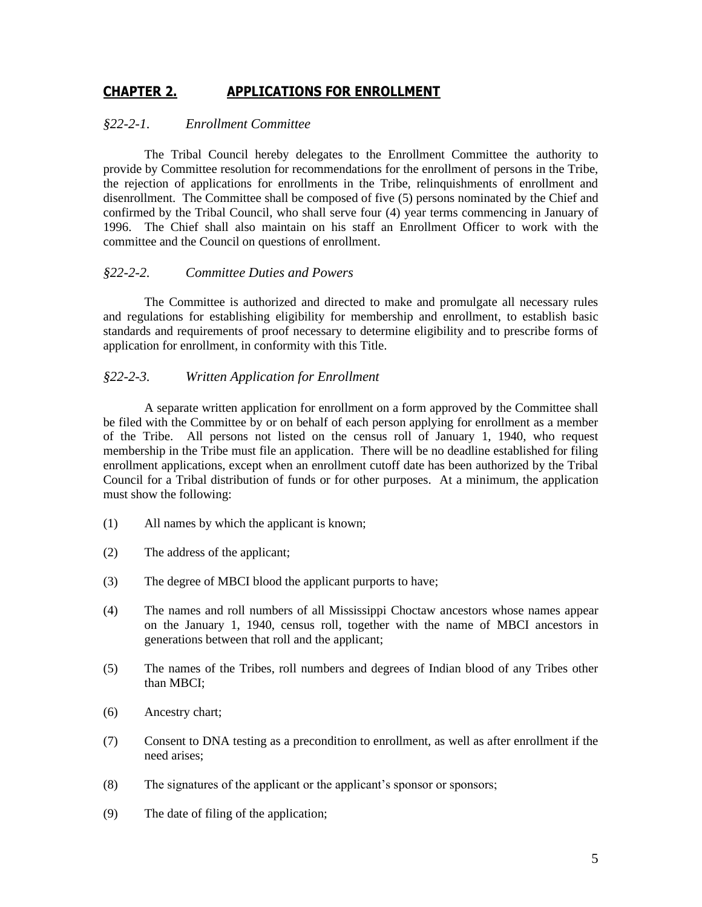## CHAPTER 2. APPLICATIONS FOR ENROLLMENT

### *§22-2-1. Enrollment Committee*

The Tribal Council hereby delegates to the Enrollment Committee the authority to provide by Committee resolution for recommendations for the enrollment of persons in the Tribe, the rejection of applications for enrollments in the Tribe, relinquishments of enrollment and disenrollment. The Committee shall be composed of five (5) persons nominated by the Chief and confirmed by the Tribal Council, who shall serve four (4) year terms commencing in January of 1996. The Chief shall also maintain on his staff an Enrollment Officer to work with the committee and the Council on questions of enrollment.

### *§22-2-2. Committee Duties and Powers*

The Committee is authorized and directed to make and promulgate all necessary rules and regulations for establishing eligibility for membership and enrollment, to establish basic standards and requirements of proof necessary to determine eligibility and to prescribe forms of application for enrollment, in conformity with this Title.

### *§22-2-3. Written Application for Enrollment*

A separate written application for enrollment on a form approved by the Committee shall be filed with the Committee by or on behalf of each person applying for enrollment as a member of the Tribe. All persons not listed on the census roll of January 1, 1940, who request membership in the Tribe must file an application. There will be no deadline established for filing enrollment applications, except when an enrollment cutoff date has been authorized by the Tribal Council for a Tribal distribution of funds or for other purposes. At a minimum, the application must show the following:

(1) All names by which the applicant is known;

(2) The address of the applicant;

(3) The degree of MBCI blood the applicant purports to have;

(4) The names and roll numbers of all Mississippi Choctaw ancestors whose names appear on the January 1, 1940, census roll, together with the name of MBCI ancestors in generations between that roll and the applicant;

(5) The names of the Tribes, roll numbers and degrees of Indian blood of any Tribes other than MBCI;

(6) Ancestry chart;

(7) Consent to DNA testing as a precondition to enrollment, as well as after enrollment if the need arises;

(8) The signatures of the applicant or the applicant's sponsor or sponsors;

(9) The date of filing of the application;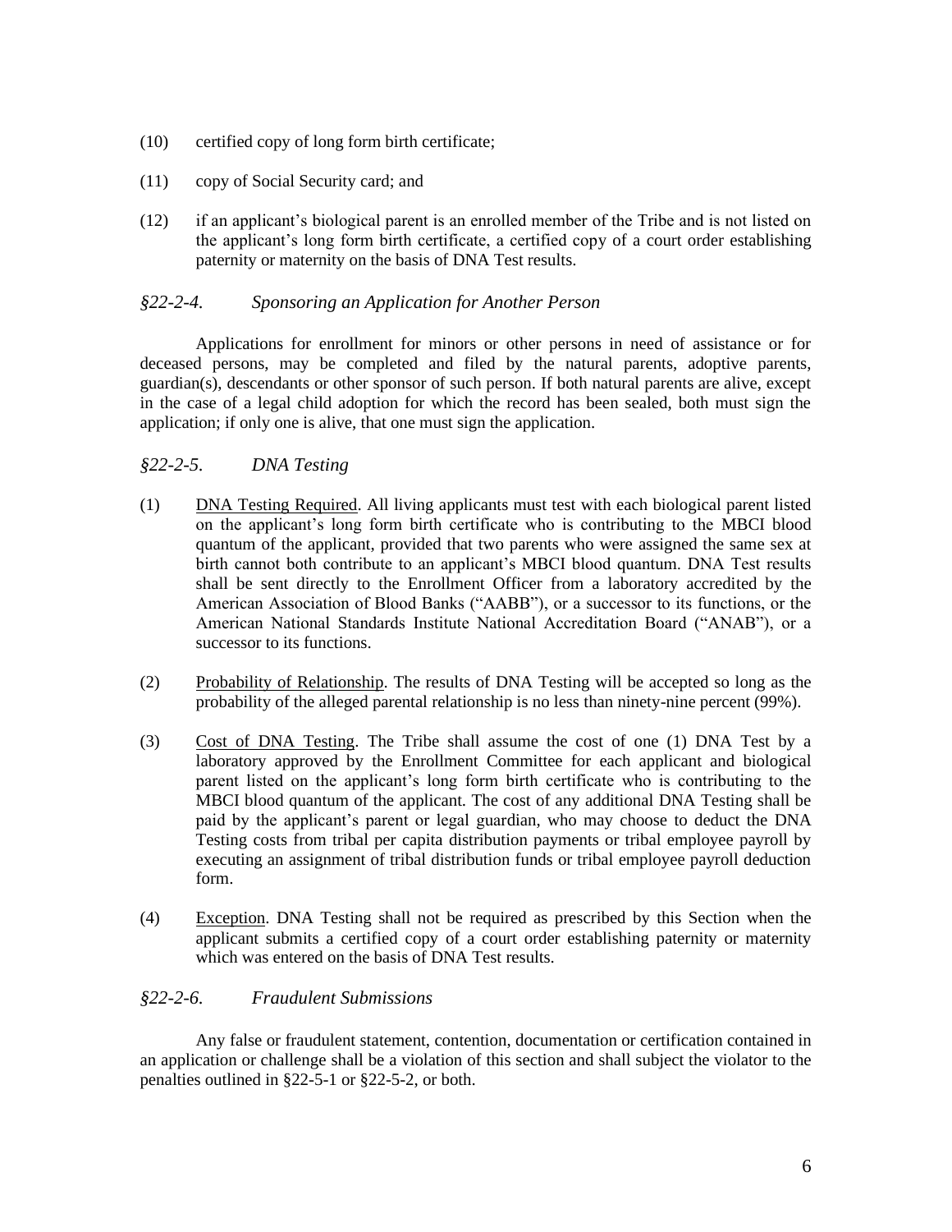(10) certified copy of long form birth certificate;

(11) copy of Social Security card; and

(12) if an applicant's biological parent is an enrolled member of the Tribe and is not listed on the applicant's long form birth certificate, a certified copy of a court order establishing paternity or maternity on the basis of DNA Test results.

### *§22-2-4. Sponsoring an Application for Another Person*

Applications for enrollment for minors or other persons in need of assistance or for deceased persons, may be completed and filed by the natural parents, adoptive parents, guardian(s), descendants or other sponsor of such person. If both natural parents are alive, except in the case of a legal child adoption for which the record has been sealed, both must sign the application; if only one is alive, that one must sign the application.

### *§22-2-5. DNA Testing*

(1) DNA Testing Required. All living applicants must test with each biological parent listed on the applicant's long form birth certificate who is contributing to the MBCI blood quantum of the applicant, provided that two parents who were assigned the same sex at birth cannot both contribute to an applicant's MBCI blood quantum. DNA Test results shall be sent directly to the Enrollment Officer from a laboratory accredited by the American Association of Blood Banks ("AABB"), or a successor to its functions, or the American National Standards Institute National Accreditation Board ("ANAB"), or a successor to its functions.

(2) Probability of Relationship. The results of DNA Testing will be accepted so long as the probability of the alleged parental relationship is no less than ninety-nine percent (99%).

(3) Cost of DNA Testing. The Tribe shall assume the cost of one (1) DNA Test by a laboratory approved by the Enrollment Committee for each applicant and biological parent listed on the applicant's long form birth certificate who is contributing to the MBCI blood quantum of the applicant. The cost of any additional DNA Testing shall be paid by the applicant's parent or legal guardian, who may choose to deduct the DNA Testing costs from tribal per capita distribution payments or tribal employee payroll by executing an assignment of tribal distribution funds or tribal employee payroll deduction form.

(4) Exception. DNA Testing shall not be required as prescribed by this Section when the applicant submits a certified copy of a court order establishing paternity or maternity which was entered on the basis of DNA Test results.

### *§22-2-6. Fraudulent Submissions*

Any false or fraudulent statement, contention, documentation or certification contained in an application or challenge shall be a violation of this section and shall subject the violator to the penalties outlined in §22-5-1 or §22-5-2, or both.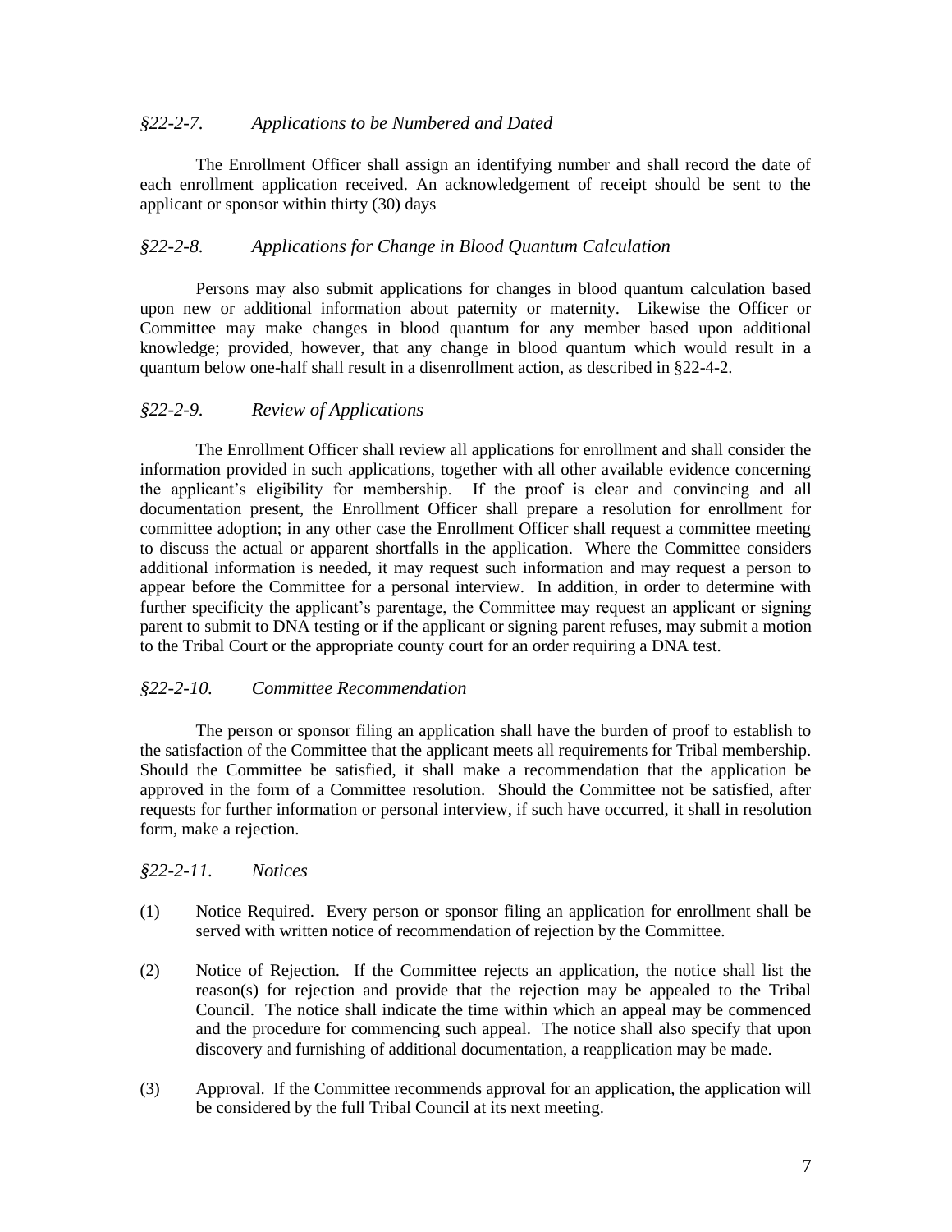### *§22-2-7. Applications to be Numbered and Dated*

The Enrollment Officer shall assign an identifying number and shall record the date of each enrollment application received. An acknowledgement of receipt should be sent to the applicant or sponsor within thirty (30) days

### *§22-2-8. Applications for Change in Blood Quantum Calculation*

Persons may also submit applications for changes in blood quantum calculation based upon new or additional information about paternity or maternity. Likewise the Officer or Committee may make changes in blood quantum for any member based upon additional knowledge; provided, however, that any change in blood quantum which would result in a quantum below one-half shall result in a disenrollment action, as described in §22-4-2.

### *§22-2-9. Review of Applications*

The Enrollment Officer shall review all applications for enrollment and shall consider the information provided in such applications, together with all other available evidence concerning the applicant's eligibility for membership. If the proof is clear and convincing and all documentation present, the Enrollment Officer shall prepare a resolution for enrollment for committee adoption; in any other case the Enrollment Officer shall request a committee meeting to discuss the actual or apparent shortfalls in the application. Where the Committee considers additional information is needed, it may request such information and may request a person to appear before the Committee for a personal interview. In addition, in order to determine with further specificity the applicant's parentage, the Committee may request an applicant or signing parent to submit to DNA testing or if the applicant or signing parent refuses, may submit a motion to the Tribal Court or the appropriate county court for an order requiring a DNA test.

### *§22-2-10. Committee Recommendation*

The person or sponsor filing an application shall have the burden of proof to establish to the satisfaction of the Committee that the applicant meets all requirements for Tribal membership. Should the Committee be satisfied, it shall make a recommendation that the application be approved in the form of a Committee resolution. Should the Committee not be satisfied, after requests for further information or personal interview, if such have occurred, it shall in resolution form, make a rejection.

### *§22-2-11. Notices*

(1) Notice Required. Every person or sponsor filing an application for enrollment shall be served with written notice of recommendation of rejection by the Committee.

(2) Notice of Rejection. If the Committee rejects an application, the notice shall list the reason(s) for rejection and provide that the rejection may be appealed to the Tribal Council. The notice shall indicate the time within which an appeal may be commenced and the procedure for commencing such appeal. The notice shall also specify that upon discovery and furnishing of additional documentation, a reapplication may be made.

(3) Approval. If the Committee recommends approval for an application, the application will be considered by the full Tribal Council at its next meeting.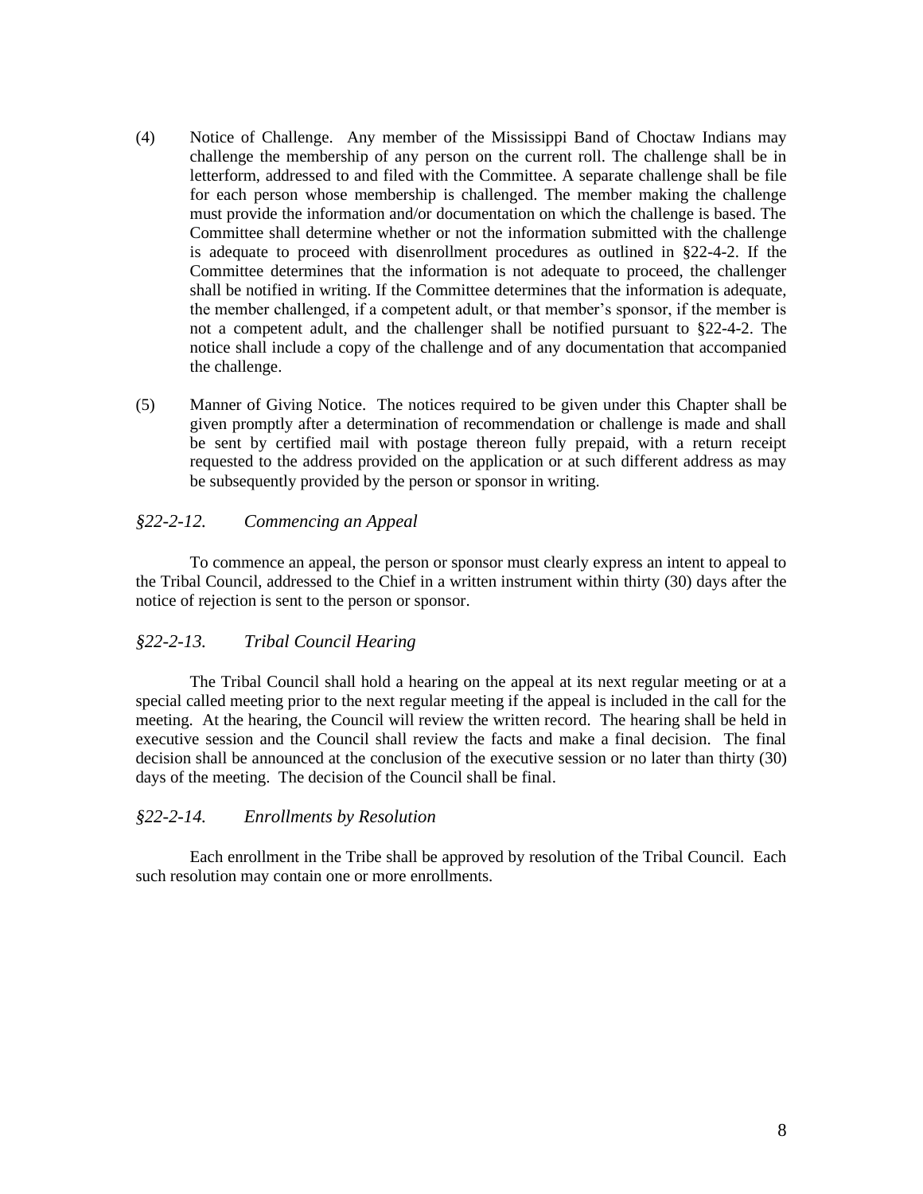(4) Notice of Challenge. Any member of the Mississippi Band of Choctaw Indians may challenge the membership of any person on the current roll. The challenge shall be in letterform, addressed to and filed with the Committee. A separate challenge shall be file for each person whose membership is challenged. The member making the challenge must provide the information and/or documentation on which the challenge is based. The Committee shall determine whether or not the information submitted with the challenge is adequate to proceed with disenrollment procedures as outlined in §22-4-2. If the Committee determines that the information is not adequate to proceed, the challenger shall be notified in writing. If the Committee determines that the information is adequate, the member challenged, if a competent adult, or that member's sponsor, if the member is not a competent adult, and the challenger shall be notified pursuant to §22-4-2. The notice shall include a copy of the challenge and of any documentation that accompanied the challenge.

(5) Manner of Giving Notice. The notices required to be given under this Chapter shall be given promptly after a determination of recommendation or challenge is made and shall be sent by certified mail with postage thereon fully prepaid, with a return receipt requested to the address provided on the application or at such different address as may be subsequently provided by the person or sponsor in writing.

### *§22-2-12. Commencing an Appeal*

To commence an appeal, the person or sponsor must clearly express an intent to appeal to the Tribal Council, addressed to the Chief in a written instrument within thirty (30) days after the notice of rejection is sent to the person or sponsor.

### *§22-2-13. Tribal Council Hearing*

The Tribal Council shall hold a hearing on the appeal at its next regular meeting or at a special called meeting prior to the next regular meeting if the appeal is included in the call for the meeting. At the hearing, the Council will review the written record. The hearing shall be held in executive session and the Council shall review the facts and make a final decision. The final decision shall be announced at the conclusion of the executive session or no later than thirty (30) days of the meeting. The decision of the Council shall be final.

### *§22-2-14. Enrollments by Resolution*

Each enrollment in the Tribe shall be approved by resolution of the Tribal Council. Each such resolution may contain one or more enrollments.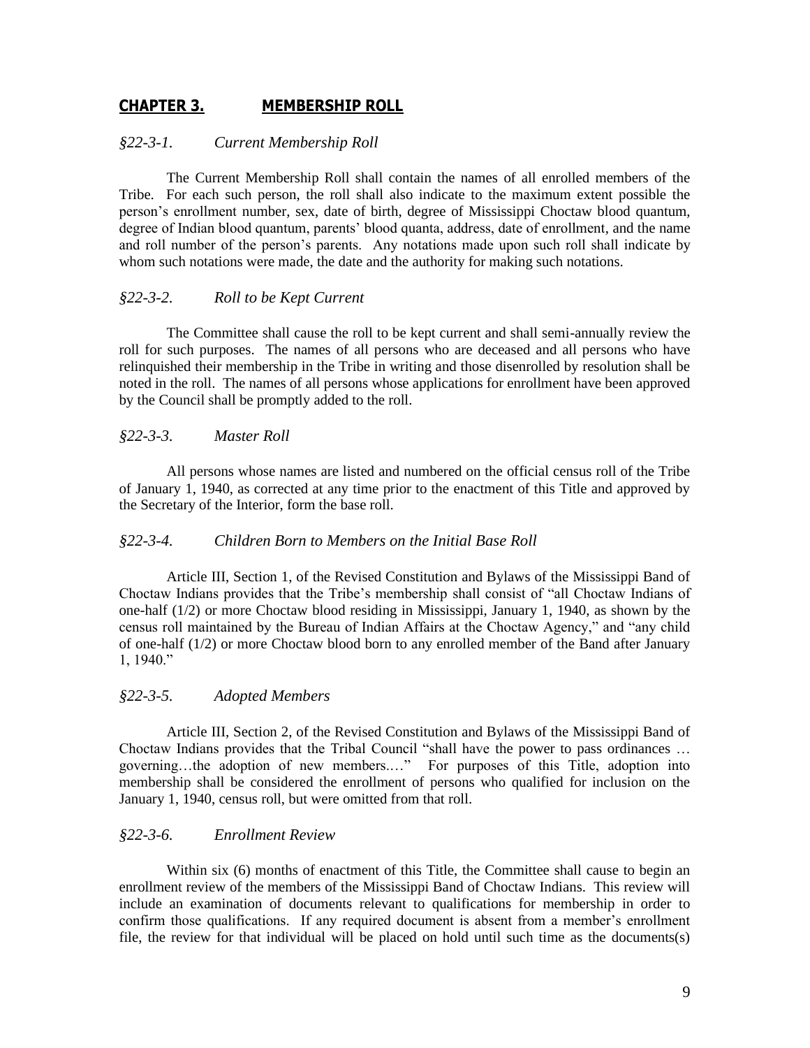## **CHAPTER 3. MEMBERSHIP ROLL**

### *§22-3-1. Current Membership Roll*

The Current Membership Roll shall contain the names of all enrolled members of the Tribe. For each such person, the roll shall also indicate to the maximum extent possible the person's enrollment number, sex, date of birth, degree of Mississippi Choctaw blood quantum, degree of Indian blood quantum, parents' blood quanta, address, date of enrollment, and the name and roll number of the person's parents. Any notations made upon such roll shall indicate by whom such notations were made, the date and the authority for making such notations.

### *§22-3-2. Roll to be Kept Current*

The Committee shall cause the roll to be kept current and shall semi-annually review the roll for such purposes. The names of all persons who are deceased and all persons who have relinquished their membership in the Tribe in writing and those disenrolled by resolution shall be noted in the roll. The names of all persons whose applications for enrollment have been approved by the Council shall be promptly added to the roll.

### *§22-3-3. Master Roll*

All persons whose names are listed and numbered on the official census roll of the Tribe of January 1, 1940, as corrected at any time prior to the enactment of this Title and approved by the Secretary of the Interior, form the base roll.

### *§22-3-4. Children Born to Members on the Initial Base Roll*

Article III, Section 1, of the Revised Constitution and Bylaws of the Mississippi Band of Choctaw Indians provides that the Tribe's membership shall consist of "all Choctaw Indians of one-half (1/2) or more Choctaw blood residing in Mississippi, January 1, 1940, as shown by the census roll maintained by the Bureau of Indian Affairs at the Choctaw Agency," and "any child of one-half (1/2) or more Choctaw blood born to any enrolled member of the Band after January 1, 1940."

### *§22-3-5. Adopted Members*

Article III, Section 2, of the Revised Constitution and Bylaws of the Mississippi Band of Choctaw Indians provides that the Tribal Council "shall have the power to pass ordinances … governing…the adoption of new members.…" For purposes of this Title, adoption into membership shall be considered the enrollment of persons who qualified for inclusion on the January 1, 1940, census roll, but were omitted from that roll.

### *§22-3-6. Enrollment Review*

Within six (6) months of enactment of this Title, the Committee shall cause to begin an enrollment review of the members of the Mississippi Band of Choctaw Indians. This review will include an examination of documents relevant to qualifications for membership in order to confirm those qualifications. If any required document is absent from a member's enrollment file, the review for that individual will be placed on hold until such time as the documents(s)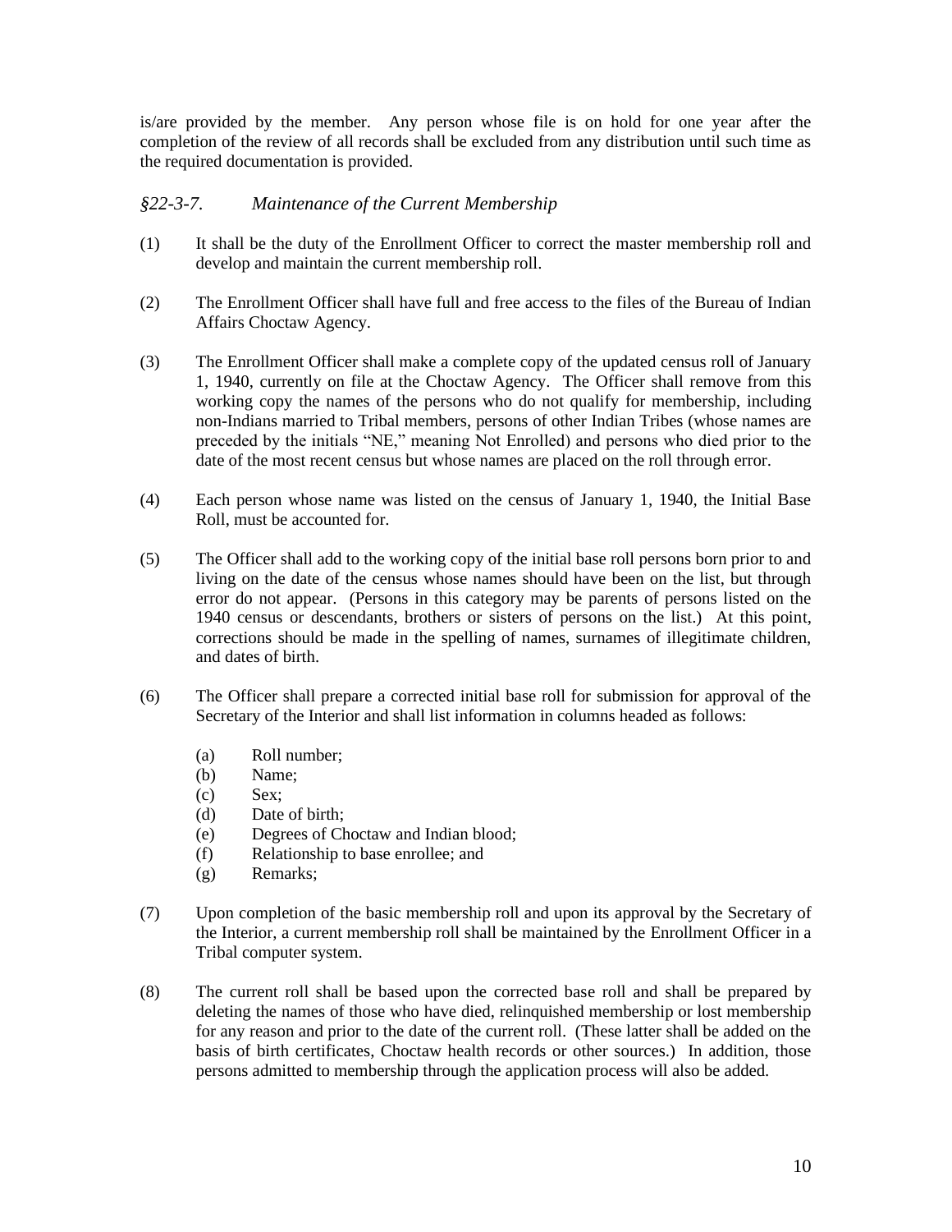is/are provided by the member. Any person whose file is on hold for one year after the completion of the review of all records shall be excluded from any distribution until such time as the required documentation is provided.

### *§22-3-7. Maintenance of the Current Membership*

(1) It shall be the duty of the Enrollment Officer to correct the master membership roll and develop and maintain the current membership roll.

(2) The Enrollment Officer shall have full and free access to the files of the Bureau of Indian Affairs Choctaw Agency.

(3) The Enrollment Officer shall make a complete copy of the updated census roll of January 1, 1940, currently on file at the Choctaw Agency. The Officer shall remove from this working copy the names of the persons who do not qualify for membership, including non-Indians married to Tribal members, persons of other Indian Tribes (whose names are preceded by the initials "NE," meaning Not Enrolled) and persons who died prior to the date of the most recent census but whose names are placed on the roll through error.

(4) Each person whose name was listed on the census of January 1, 1940, the Initial Base Roll, must be accounted for.

(5) The Officer shall add to the working copy of the initial base roll persons born prior to and living on the date of the census whose names should have been on the list, but through error do not appear. (Persons in this category may be parents of persons listed on the 1940 census or descendants, brothers or sisters of persons on the list.) At this point, corrections should be made in the spelling of names, surnames of illegitimate children, and dates of birth.

(6) The Officer shall prepare a corrected initial base roll for submission for approval of the Secretary of the Interior and shall list information in columns headed as follows:

   (a) Roll number;
   (b) Name;
   (c) Sex;
   (d) Date of birth;
   (e) Degrees of Choctaw and Indian blood;
   (f) Relationship to base enrollee; and
   (g) Remarks;

(7) Upon completion of the basic membership roll and upon its approval by the Secretary of the Interior, a current membership roll shall be maintained by the Enrollment Officer in a Tribal computer system.

(8) The current roll shall be based upon the corrected base roll and shall be prepared by deleting the names of those who have died, relinquished membership or lost membership for any reason and prior to the date of the current roll. (These latter shall be added on the basis of birth certificates, Choctaw health records or other sources.) In addition, those persons admitted to membership through the application process will also be added.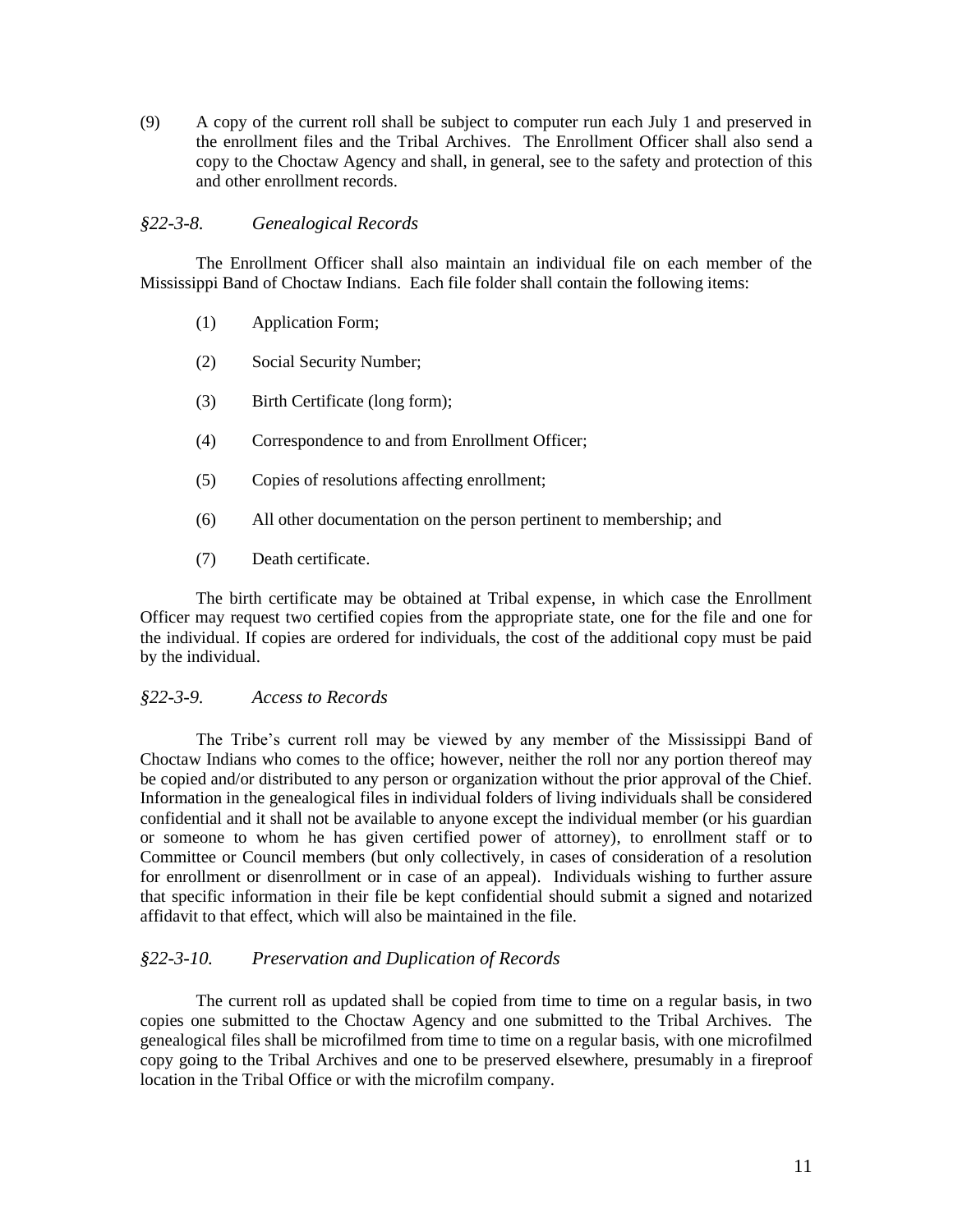(9) A copy of the current roll shall be subject to computer run each July 1 and preserved in the enrollment files and the Tribal Archives. The Enrollment Officer shall also send a copy to the Choctaw Agency and shall, in general, see to the safety and protection of this and other enrollment records.

### *§22-3-8. Genealogical Records*

The Enrollment Officer shall also maintain an individual file on each member of the Mississippi Band of Choctaw Indians. Each file folder shall contain the following items:

(1) Application Form;

(2) Social Security Number;

(3) Birth Certificate (long form);

(4) Correspondence to and from Enrollment Officer;

(5) Copies of resolutions affecting enrollment;

(6) All other documentation on the person pertinent to membership; and

(7) Death certificate.

The birth certificate may be obtained at Tribal expense, in which case the Enrollment Officer may request two certified copies from the appropriate state, one for the file and one for the individual. If copies are ordered for individuals, the cost of the additional copy must be paid by the individual.

### *§22-3-9. Access to Records*

The Tribe's current roll may be viewed by any member of the Mississippi Band of Choctaw Indians who comes to the office; however, neither the roll nor any portion thereof may be copied and/or distributed to any person or organization without the prior approval of the Chief. Information in the genealogical files in individual folders of living individuals shall be considered confidential and it shall not be available to anyone except the individual member (or his guardian or someone to whom he has given certified power of attorney), to enrollment staff or to Committee or Council members (but only collectively, in cases of consideration of a resolution for enrollment or disenrollment or in case of an appeal). Individuals wishing to further assure that specific information in their file be kept confidential should submit a signed and notarized affidavit to that effect, which will also be maintained in the file.

### *§22-3-10. Preservation and Duplication of Records*

The current roll as updated shall be copied from time to time on a regular basis, in two copies one submitted to the Choctaw Agency and one submitted to the Tribal Archives. The genealogical files shall be microfilmed from time to time on a regular basis, with one microfilmed copy going to the Tribal Archives and one to be preserved elsewhere, presumably in a fireproof location in the Tribal Office or with the microfilm company.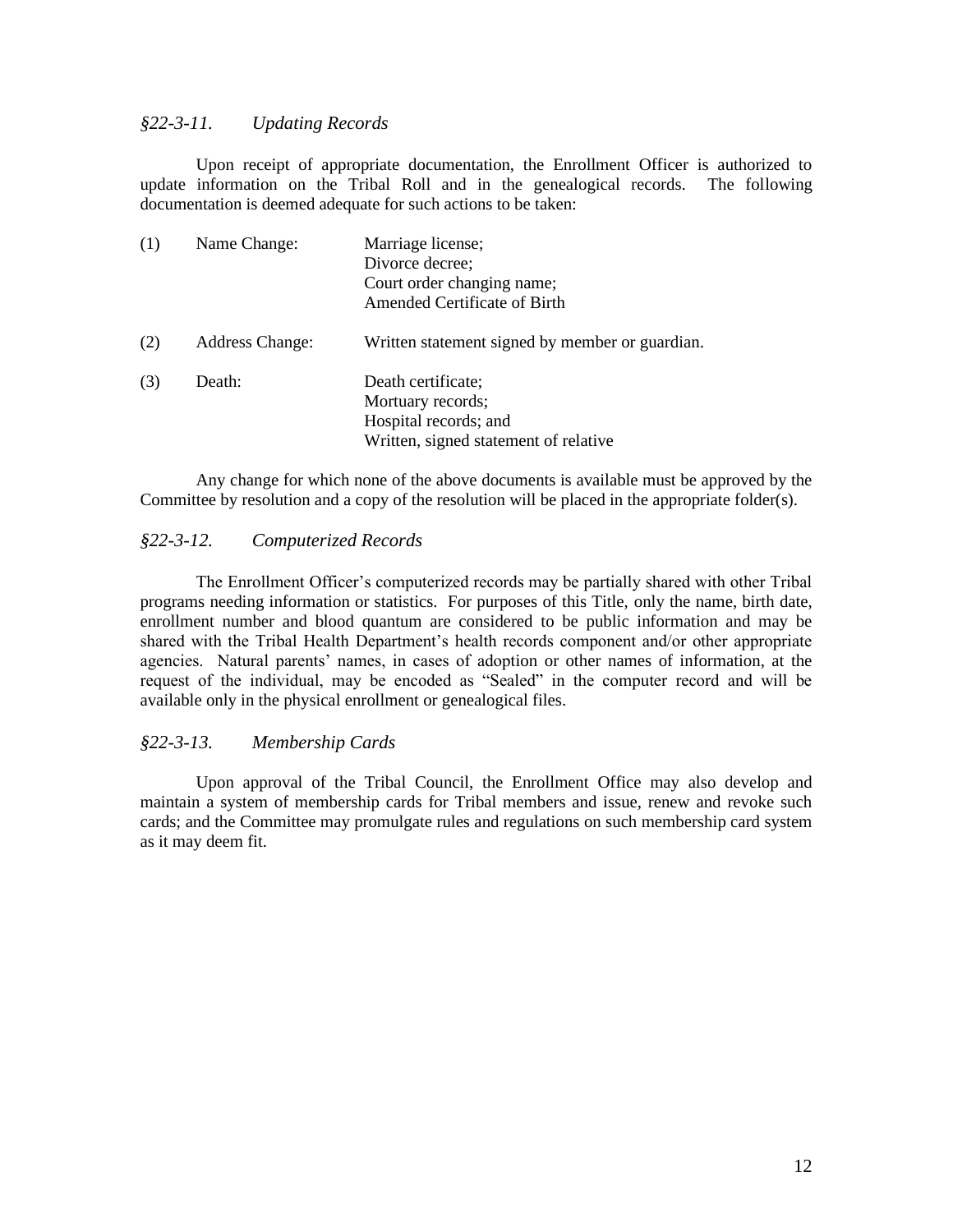### *§22-3-11. Updating Records*

Upon receipt of appropriate documentation, the Enrollment Officer is authorized to update information on the Tribal Roll and in the genealogical records. The following documentation is deemed adequate for such actions to be taken:

| | | |
|---|---|---|
| (1) | Name Change: | Marriage license;<br>Divorce decree;<br>Court order changing name;<br>Amended Certificate of Birth |
| (2) | Address Change: | Written statement signed by member or guardian. |
| (3) | Death: | Death certificate;<br>Mortuary records;<br>Hospital records; and<br>Written, signed statement of relative |

Any change for which none of the above documents is available must be approved by the Committee by resolution and a copy of the resolution will be placed in the appropriate folder(s).

### *§22-3-12. Computerized Records*

The Enrollment Officer's computerized records may be partially shared with other Tribal programs needing information or statistics. For purposes of this Title, only the name, birth date, enrollment number and blood quantum are considered to be public information and may be shared with the Tribal Health Department's health records component and/or other appropriate agencies. Natural parents' names, in cases of adoption or other names of information, at the request of the individual, may be encoded as "Sealed" in the computer record and will be available only in the physical enrollment or genealogical files.

### *§22-3-13. Membership Cards*

Upon approval of the Tribal Council, the Enrollment Office may also develop and maintain a system of membership cards for Tribal members and issue, renew and revoke such cards; and the Committee may promulgate rules and regulations on such membership card system as it may deem fit.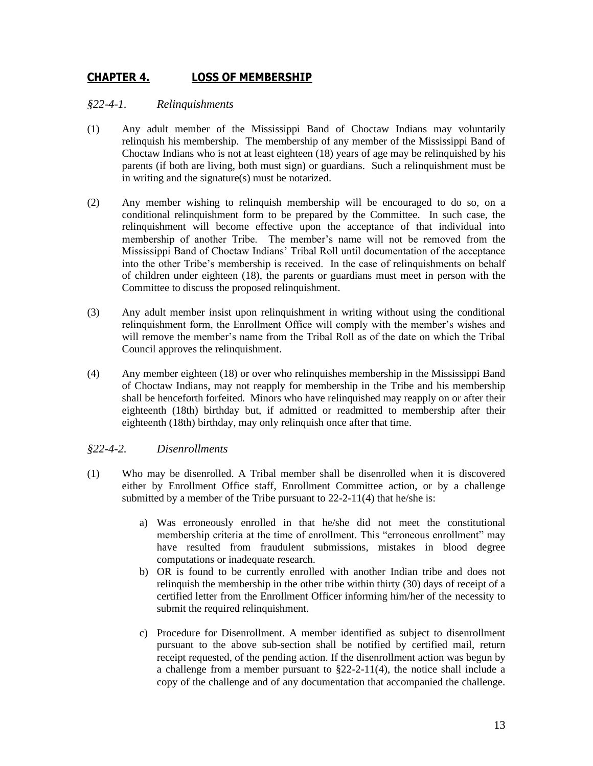## CHAPTER 4. LOSS OF MEMBERSHIP

### *§22-4-1. Relinquishments*

(1) Any adult member of the Mississippi Band of Choctaw Indians may voluntarily relinquish his membership. The membership of any member of the Mississippi Band of Choctaw Indians who is not at least eighteen (18) years of age may be relinquished by his parents (if both are living, both must sign) or guardians. Such a relinquishment must be in writing and the signature(s) must be notarized.

(2) Any member wishing to relinquish membership will be encouraged to do so, on a conditional relinquishment form to be prepared by the Committee. In such case, the relinquishment will become effective upon the acceptance of that individual into membership of another Tribe. The member's name will not be removed from the Mississippi Band of Choctaw Indians' Tribal Roll until documentation of the acceptance into the other Tribe's membership is received. In the case of relinquishments on behalf of children under eighteen (18), the parents or guardians must meet in person with the Committee to discuss the proposed relinquishment.

(3) Any adult member insist upon relinquishment in writing without using the conditional relinquishment form, the Enrollment Office will comply with the member's wishes and will remove the member's name from the Tribal Roll as of the date on which the Tribal Council approves the relinquishment.

(4) Any member eighteen (18) or over who relinquishes membership in the Mississippi Band of Choctaw Indians, may not reapply for membership in the Tribe and his membership shall be henceforth forfeited. Minors who have relinquished may reapply on or after their eighteenth (18th) birthday but, if admitted or readmitted to membership after their eighteenth (18th) birthday, may only relinquish once after that time.

### *§22-4-2. Disenrollments*

(1) Who may be disenrolled. A Tribal member shall be disenrolled when it is discovered either by Enrollment Office staff, Enrollment Committee action, or by a challenge submitted by a member of the Tribe pursuant to 22-2-11(4) that he/she is:

   a) Was erroneously enrolled in that he/she did not meet the constitutional membership criteria at the time of enrollment. This "erroneous enrollment" may have resulted from fraudulent submissions, mistakes in blood degree computations or inadequate research.

   b) OR is found to be currently enrolled with another Indian tribe and does not relinquish the membership in the other tribe within thirty (30) days of receipt of a certified letter from the Enrollment Officer informing him/her of the necessity to submit the required relinquishment.

   c) Procedure for Disenrollment. A member identified as subject to disenrollment pursuant to the above sub-section shall be notified by certified mail, return receipt requested, of the pending action. If the disenrollment action was begun by a challenge from a member pursuant to §22-2-11(4), the notice shall include a copy of the challenge and of any documentation that accompanied the challenge.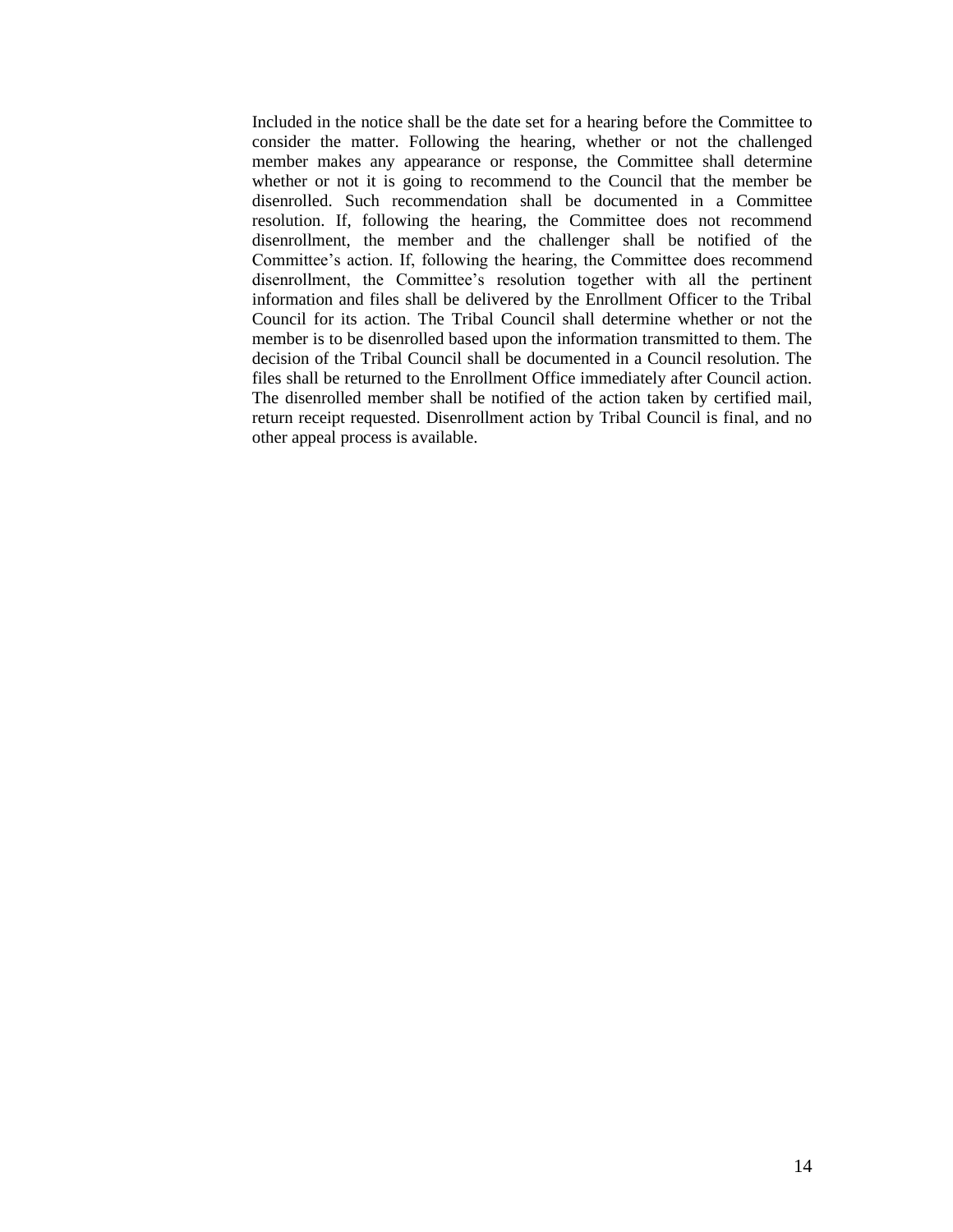Included in the notice shall be the date set for a hearing before the Committee to consider the matter. Following the hearing, whether or not the challenged member makes any appearance or response, the Committee shall determine whether or not it is going to recommend to the Council that the member be disenrolled. Such recommendation shall be documented in a Committee resolution. If, following the hearing, the Committee does not recommend disenrollment, the member and the challenger shall be notified of the Committee's action. If, following the hearing, the Committee does recommend disenrollment, the Committee's resolution together with all the pertinent information and files shall be delivered by the Enrollment Officer to the Tribal Council for its action. The Tribal Council shall determine whether or not the member is to be disenrolled based upon the information transmitted to them. The decision of the Tribal Council shall be documented in a Council resolution. The files shall be returned to the Enrollment Office immediately after Council action. The disenrolled member shall be notified of the action taken by certified mail, return receipt requested. Disenrollment action by Tribal Council is final, and no other appeal process is available.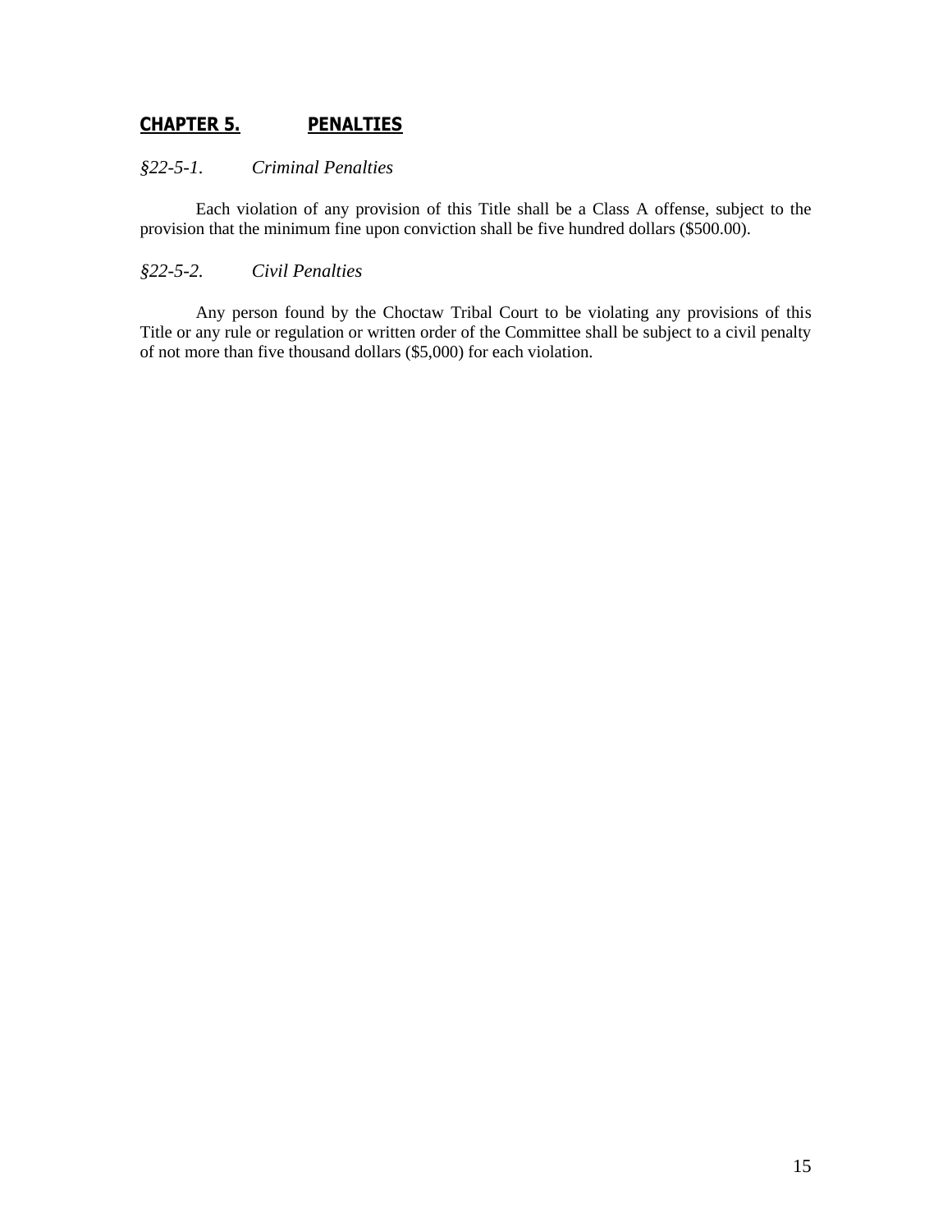## **CHAPTER 5. PENALTIES**

### *§22-5-1. Criminal Penalties*

Each violation of any provision of this Title shall be a Class A offense, subject to the provision that the minimum fine upon conviction shall be five hundred dollars ($500.00).

### *§22-5-2. Civil Penalties*

Any person found by the Choctaw Tribal Court to be violating any provisions of this Title or any rule or regulation or written order of the Committee shall be subject to a civil penalty of not more than five thousand dollars ($5,000) for each violation.